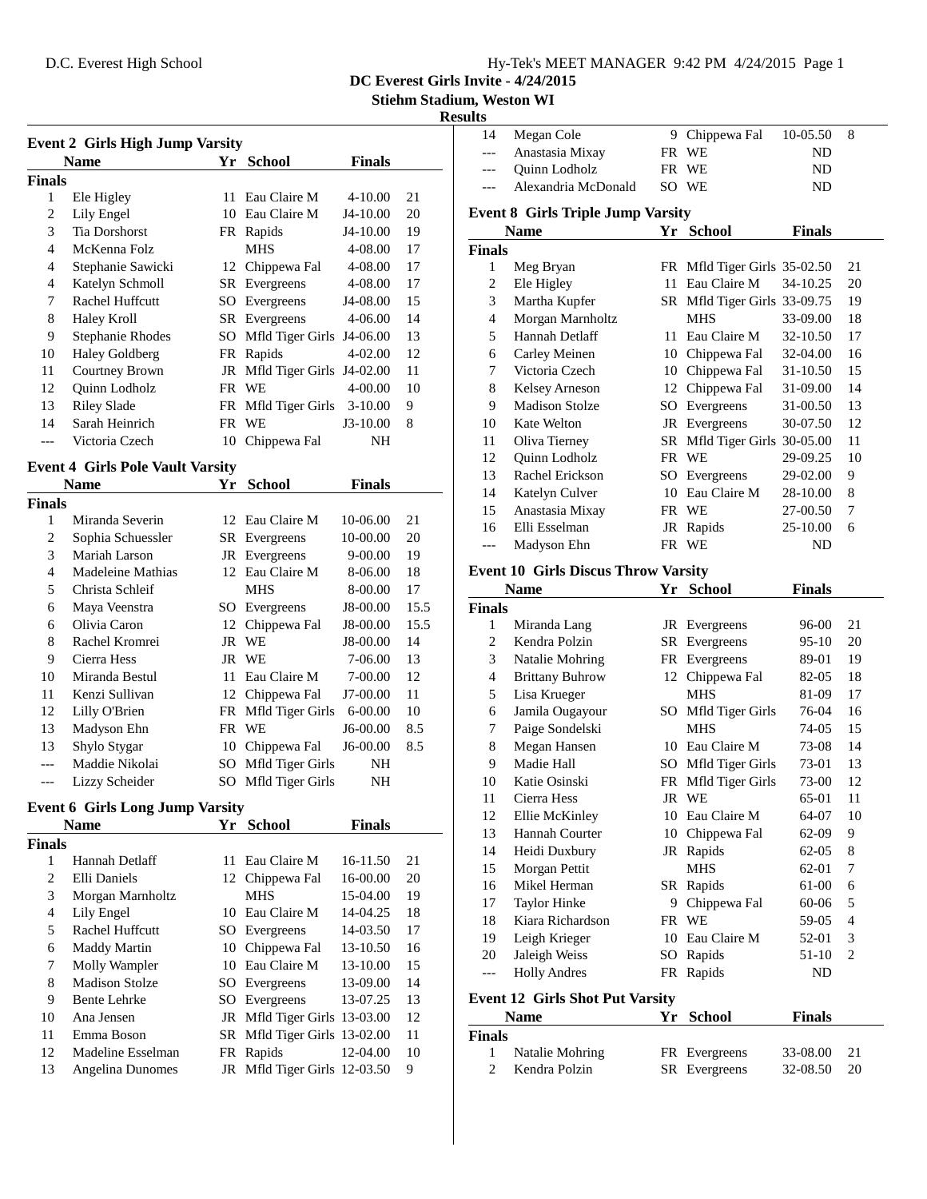DC Everest Girls Invite - 4/24/2015

Stiehm Stadium, Weston WI

**Results**

### Event 2 Girls High Jump Varsity

| | Name | Yr | School | Finals | |
|---|---|---|---|---|---|
| **Finals** | | | | | |
| 1 | Ele Higley | 11 | Eau Claire M | 4-10.00 | 21 |
| 2 | Lily Engel | 10 | Eau Claire M | J4-10.00 | 20 |
| 3 | Tia Dorshorst | FR | Rapids | J4-10.00 | 19 |
| 4 | McKenna Folz | | MHS | 4-08.00 | 17 |
| 4 | Stephanie Sawicki | 12 | Chippewa Fal | 4-08.00 | 17 |
| 4 | Katelyn Schmoll | SR | Evergreens | 4-08.00 | 17 |
| 7 | Rachel Huffcutt | SO | Evergreens | J4-08.00 | 15 |
| 8 | Haley Kroll | SR | Evergreens | 4-06.00 | 14 |
| 9 | Stephanie Rhodes | SO | Mfld Tiger Girls | J4-06.00 | 13 |
| 10 | Haley Goldberg | FR | Rapids | 4-02.00 | 12 |
| 11 | Courtney Brown | JR | Mfld Tiger Girls | J4-02.00 | 11 |
| 12 | Quinn Lodholz | FR | WE | 4-00.00 | 10 |
| 13 | Riley Slade | FR | Mfld Tiger Girls | 3-10.00 | 9 |
| 14 | Sarah Heinrich | FR | WE | J3-10.00 | 8 |
| --- | Victoria Czech | 10 | Chippewa Fal | NH | |

### Event 4 Girls Pole Vault Varsity

| | Name | Yr | School | Finals | |
|---|---|---|---|---|---|
| **Finals** | | | | | |
| 1 | Miranda Severin | 12 | Eau Claire M | 10-06.00 | 21 |
| 2 | Sophia Schuessler | SR | Evergreens | 10-00.00 | 20 |
| 3 | Mariah Larson | JR | Evergreens | 9-00.00 | 19 |
| 4 | Madeleine Mathias | 12 | Eau Claire M | 8-06.00 | 18 |
| 5 | Christa Schleif | | MHS | 8-00.00 | 17 |
| 6 | Maya Veenstra | SO | Evergreens | J8-00.00 | 15.5 |
| 6 | Olivia Caron | 12 | Chippewa Fal | J8-00.00 | 15.5 |
| 8 | Rachel Kromrei | JR | WE | J8-00.00 | 14 |
| 9 | Cierra Hess | JR | WE | 7-06.00 | 13 |
| 10 | Miranda Bestul | 11 | Eau Claire M | 7-00.00 | 12 |
| 11 | Kenzi Sullivan | 12 | Chippewa Fal | J7-00.00 | 11 |
| 12 | Lilly O'Brien | FR | Mfld Tiger Girls | 6-00.00 | 10 |
| 13 | Madyson Ehn | FR | WE | J6-00.00 | 8.5 |
| 13 | Shylo Stygar | 10 | Chippewa Fal | J6-00.00 | 8.5 |
| --- | Maddie Nikolai | SO | Mfld Tiger Girls | NH | |
| --- | Lizzy Scheider | SO | Mfld Tiger Girls | NH | |

### Event 6 Girls Long Jump Varsity

| | Name | Yr | School | Finals | |
|---|---|---|---|---|---|
| **Finals** | | | | | |
| 1 | Hannah Detlaff | 11 | Eau Claire M | 16-11.50 | 21 |
| 2 | Elli Daniels | 12 | Chippewa Fal | 16-00.00 | 20 |
| 3 | Morgan Marnholtz | | MHS | 15-04.00 | 19 |
| 4 | Lily Engel | 10 | Eau Claire M | 14-04.25 | 18 |
| 5 | Rachel Huffcutt | SO | Evergreens | 14-03.50 | 17 |
| 6 | Maddy Martin | 10 | Chippewa Fal | 13-10.50 | 16 |
| 7 | Molly Wampler | 10 | Eau Claire M | 13-10.00 | 15 |
| 8 | Madison Stolze | SO | Evergreens | 13-09.00 | 14 |
| 9 | Bente Lehrke | SO | Evergreens | 13-07.25 | 13 |
| 10 | Ana Jensen | JR | Mfld Tiger Girls | 13-03.00 | 12 |
| 11 | Emma Boson | SR | Mfld Tiger Girls | 13-02.00 | 11 |
| 12 | Madeline Esselman | FR | Rapids | 12-04.00 | 10 |
| 13 | Angelina Dunomes | JR | Mfld Tiger Girls | 12-03.50 | 9 |
| 14 | Megan Cole | 9 | Chippewa Fal | 10-05.50 | 8 |
| --- | Anastasia Mixay | FR | WE | ND | |
| --- | Quinn Lodholz | FR | WE | ND | |
| --- | Alexandria McDonald | SO | WE | ND | |

### Event 8 Girls Triple Jump Varsity

| | Name | Yr | School | Finals | |
|---|---|---|---|---|---|
| **Finals** | | | | | |
| 1 | Meg Bryan | FR | Mfld Tiger Girls | 35-02.50 | 21 |
| 2 | Ele Higley | 11 | Eau Claire M | 34-10.25 | 20 |
| 3 | Martha Kupfer | SR | Mfld Tiger Girls | 33-09.75 | 19 |
| 4 | Morgan Marnholtz | | MHS | 33-09.00 | 18 |
| 5 | Hannah Detlaff | 11 | Eau Claire M | 32-10.50 | 17 |
| 6 | Carley Meinen | 10 | Chippewa Fal | 32-04.00 | 16 |
| 7 | Victoria Czech | 10 | Chippewa Fal | 31-10.50 | 15 |
| 8 | Kelsey Arneson | 12 | Chippewa Fal | 31-09.00 | 14 |
| 9 | Madison Stolze | SO | Evergreens | 31-00.50 | 13 |
| 10 | Kate Welton | JR | Evergreens | 30-07.50 | 12 |
| 11 | Oliva Tierney | SR | Mfld Tiger Girls | 30-05.00 | 11 |
| 12 | Quinn Lodholz | FR | WE | 29-09.25 | 10 |
| 13 | Rachel Erickson | SO | Evergreens | 29-02.00 | 9 |
| 14 | Katelyn Culver | 10 | Eau Claire M | 28-10.00 | 8 |
| 15 | Anastasia Mixay | FR | WE | 27-00.50 | 7 |
| 16 | Elli Esselman | JR | Rapids | 25-10.00 | 6 |
| --- | Madyson Ehn | FR | WE | ND | |

### Event 10 Girls Discus Throw Varsity

| | Name | Yr | School | Finals | |
|---|---|---|---|---|---|
| **Finals** | | | | | |
| 1 | Miranda Lang | JR | Evergreens | 96-00 | 21 |
| 2 | Kendra Polzin | SR | Evergreens | 95-10 | 20 |
| 3 | Natalie Mohring | FR | Evergreens | 89-01 | 19 |
| 4 | Brittany Buhrow | 12 | Chippewa Fal | 82-05 | 18 |
| 5 | Lisa Krueger | | MHS | 81-09 | 17 |
| 6 | Jamila Ougayour | SO | Mfld Tiger Girls | 76-04 | 16 |
| 7 | Paige Sondelski | | MHS | 74-05 | 15 |
| 8 | Megan Hansen | 10 | Eau Claire M | 73-08 | 14 |
| 9 | Madie Hall | SO | Mfld Tiger Girls | 73-01 | 13 |
| 10 | Katie Osinski | FR | Mfld Tiger Girls | 73-00 | 12 |
| 11 | Cierra Hess | JR | WE | 65-01 | 11 |
| 12 | Ellie McKinley | 10 | Eau Claire M | 64-07 | 10 |
| 13 | Hannah Courter | 10 | Chippewa Fal | 62-09 | 9 |
| 14 | Heidi Duxbury | JR | Rapids | 62-05 | 8 |
| 15 | Morgan Pettit | | MHS | 62-01 | 7 |
| 16 | Mikel Herman | SR | Rapids | 61-00 | 6 |
| 17 | Taylor Hinke | 9 | Chippewa Fal | 60-06 | 5 |
| 18 | Kiara Richardson | FR | WE | 59-05 | 4 |
| 19 | Leigh Krieger | 10 | Eau Claire M | 52-01 | 3 |
| 20 | Jaleigh Weiss | SO | Rapids | 51-10 | 2 |
| --- | Holly Andres | FR | Rapids | ND | |

### Event 12 Girls Shot Put Varsity

| | Name | Yr | School | Finals | |
|---|---|---|---|---|---|
| **Finals** | | | | | |
| 1 | Natalie Mohring | FR | Evergreens | 33-08.00 | 21 |
| 2 | Kendra Polzin | SR | Evergreens | 32-08.50 | 20 |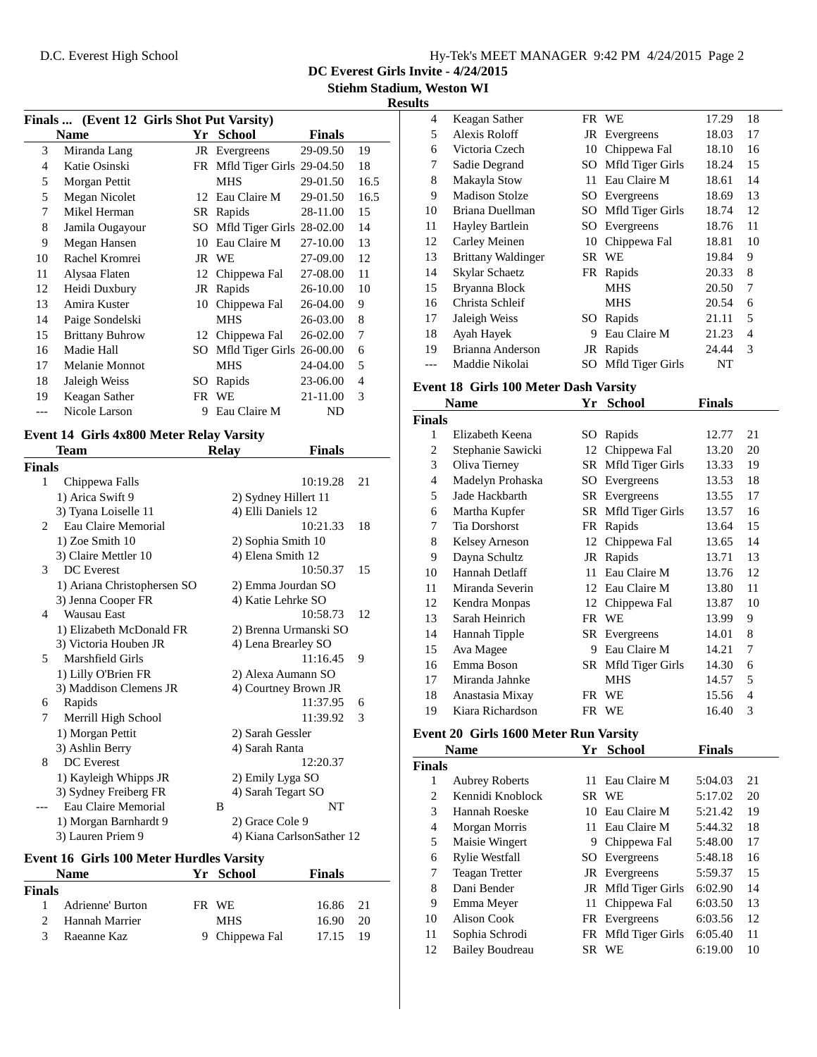# DC Everest Girls Invite - 4/24/2015

**Stiehm Stadium, Weston WI**

**Results**

### Finals ... (Event 12 Girls Shot Put Varsity)

| | Name | Yr | School | Finals | |
|---|---|---|---|---|---|
| 3 | Miranda Lang | JR | Evergreens | 29-09.50 | 19 |
| 4 | Katie Osinski | FR | Mfld Tiger Girls | 29-04.50 | 18 |
| 5 | Morgan Pettit | | MHS | 29-01.50 | 16.5 |
| 5 | Megan Nicolet | 12 | Eau Claire M | 29-01.50 | 16.5 |
| 7 | Mikel Herman | SR | Rapids | 28-11.00 | 15 |
| 8 | Jamila Ougayour | SO | Mfld Tiger Girls | 28-02.00 | 14 |
| 9 | Megan Hansen | 10 | Eau Claire M | 27-10.00 | 13 |
| 10 | Rachel Kromrei | JR | WE | 27-09.00 | 12 |
| 11 | Alysaa Flaten | 12 | Chippewa Fal | 27-08.00 | 11 |
| 12 | Heidi Duxbury | JR | Rapids | 26-10.00 | 10 |
| 13 | Amira Kuster | 10 | Chippewa Fal | 26-04.00 | 9 |
| 14 | Paige Sondelski | | MHS | 26-03.00 | 8 |
| 15 | Brittany Buhrow | 12 | Chippewa Fal | 26-02.00 | 7 |
| 16 | Madie Hall | SO | Mfld Tiger Girls | 26-00.00 | 6 |
| 17 | Melanie Monnot | | MHS | 24-04.00 | 5 |
| 18 | Jaleigh Weiss | SO | Rapids | 23-06.00 | 4 |
| 19 | Keagan Sather | FR | WE | 21-11.00 | 3 |
| --- | Nicole Larson | 9 | Eau Claire M | ND | |

### Event 14 Girls 4x800 Meter Relay Varsity

| | Team | Relay | Finals | |
|---|---|---|---|---|
| **Finals** | | | | |
| 1 | Chippewa Falls | | 10:19.28 | 21 |
| | 1) Arica Swift 9 | 2) Sydney Hillert 11 | | |
| | 3) Tyana Loiselle 11 | 4) Elli Daniels 12 | | |
| 2 | Eau Claire Memorial | | 10:21.33 | 18 |
| | 1) Zoe Smith 10 | 2) Sophia Smith 10 | | |
| | 3) Claire Mettler 10 | 4) Elena Smith 12 | | |
| 3 | DC Everest | | 10:50.37 | 15 |
| | 1) Ariana Christophersen SO | 2) Emma Jourdan SO | | |
| | 3) Jenna Cooper FR | 4) Katie Lehrke SO | | |
| 4 | Wausau East | | 10:58.73 | 12 |
| | 1) Elizabeth McDonald FR | 2) Brenna Urmanski SO | | |
| | 3) Victoria Houben JR | 4) Lena Brearley SO | | |
| 5 | Marshfield Girls | | 11:16.45 | 9 |
| | 1) Lilly O'Brien FR | 2) Alexa Aumann SO | | |
| | 3) Maddison Clemens JR | 4) Courtney Brown JR | | |
| 6 | Rapids | | 11:37.95 | 6 |
| 7 | Merrill High School | | 11:39.92 | 3 |
| | 1) Morgan Pettit | 2) Sarah Gessler | | |
| | 3) Ashlin Berry | 4) Sarah Ranta | | |
| 8 | DC Everest | | 12:20.37 | |
| | 1) Kayleigh Whipps JR | 2) Emily Lyga SO | | |
| | 3) Sydney Freiberg FR | 4) Sarah Tegart SO | | |
| --- | Eau Claire Memorial | B | NT | |
| | 1) Morgan Barnhardt 9 | 2) Grace Cole 9 | | |
| | 3) Lauren Priem 9 | 4) Kiana CarlsonSather 12 | | |

### Event 16 Girls 100 Meter Hurdles Varsity

| | Name | Yr | School | Finals | |
|---|---|---|---|---|---|
| **Finals** | | | | | |
| 1 | Adrienne' Burton | FR | WE | 16.86 | 21 |
| 2 | Hannah Marrier | | MHS | 16.90 | 20 |
| 3 | Raeanne Kaz | 9 | Chippewa Fal | 17.15 | 19 |
| 4 | Keagan Sather | FR | WE | 17.29 | 18 |
| 5 | Alexis Roloff | JR | Evergreens | 18.03 | 17 |
| 6 | Victoria Czech | 10 | Chippewa Fal | 18.10 | 16 |
| 7 | Sadie Degrand | SO | Mfld Tiger Girls | 18.24 | 15 |
| 8 | Makayla Stow | 11 | Eau Claire M | 18.61 | 14 |
| 9 | Madison Stolze | SO | Evergreens | 18.69 | 13 |
| 10 | Briana Duellman | SO | Mfld Tiger Girls | 18.74 | 12 |
| 11 | Hayley Bartlein | SO | Evergreens | 18.76 | 11 |
| 12 | Carley Meinen | 10 | Chippewa Fal | 18.81 | 10 |
| 13 | Brittany Waldinger | SR | WE | 19.84 | 9 |
| 14 | Skylar Schaetz | FR | Rapids | 20.33 | 8 |
| 15 | Bryanna Block | | MHS | 20.50 | 7 |
| 16 | Christa Schleif | | MHS | 20.54 | 6 |
| 17 | Jaleigh Weiss | SO | Rapids | 21.11 | 5 |
| 18 | Ayah Hayek | 9 | Eau Claire M | 21.23 | 4 |
| 19 | Brianna Anderson | JR | Rapids | 24.44 | 3 |
| --- | Maddie Nikolai | SO | Mfld Tiger Girls | NT | |

### Event 18 Girls 100 Meter Dash Varsity

| | Name | Yr | School | Finals | |
|---|---|---|---|---|---|
| **Finals** | | | | | |
| 1 | Elizabeth Keena | SO | Rapids | 12.77 | 21 |
| 2 | Stephanie Sawicki | 12 | Chippewa Fal | 13.20 | 20 |
| 3 | Oliva Tierney | SR | Mfld Tiger Girls | 13.33 | 19 |
| 4 | Madelyn Prohaska | SO | Evergreens | 13.53 | 18 |
| 5 | Jade Hackbarth | SR | Evergreens | 13.55 | 17 |
| 6 | Martha Kupfer | SR | Mfld Tiger Girls | 13.57 | 16 |
| 7 | Tia Dorshorst | FR | Rapids | 13.64 | 15 |
| 8 | Kelsey Arneson | 12 | Chippewa Fal | 13.65 | 14 |
| 9 | Dayna Schultz | JR | Rapids | 13.71 | 13 |
| 10 | Hannah Detlaff | 11 | Eau Claire M | 13.76 | 12 |
| 11 | Miranda Severin | 12 | Eau Claire M | 13.80 | 11 |
| 12 | Kendra Monpas | 12 | Chippewa Fal | 13.87 | 10 |
| 13 | Sarah Heinrich | FR | WE | 13.99 | 9 |
| 14 | Hannah Tipple | SR | Evergreens | 14.01 | 8 |
| 15 | Ava Magee | 9 | Eau Claire M | 14.21 | 7 |
| 16 | Emma Boson | SR | Mfld Tiger Girls | 14.30 | 6 |
| 17 | Miranda Jahnke | | MHS | 14.57 | 5 |
| 18 | Anastasia Mixay | FR | WE | 15.56 | 4 |
| 19 | Kiara Richardson | FR | WE | 16.40 | 3 |

### Event 20 Girls 1600 Meter Run Varsity

| | Name | Yr | School | Finals | |
|---|---|---|---|---|---|
| **Finals** | | | | | |
| 1 | Aubrey Roberts | 11 | Eau Claire M | 5:04.03 | 21 |
| 2 | Kennidi Knoblock | SR | WE | 5:17.02 | 20 |
| 3 | Hannah Roeske | 10 | Eau Claire M | 5:21.42 | 19 |
| 4 | Morgan Morris | 11 | Eau Claire M | 5:44.32 | 18 |
| 5 | Maisie Wingert | 9 | Chippewa Fal | 5:48.00 | 17 |
| 6 | Rylie Westfall | SO | Evergreens | 5:48.18 | 16 |
| 7 | Teagan Tretter | JR | Evergreens | 5:59.37 | 15 |
| 8 | Dani Bender | JR | Mfld Tiger Girls | 6:02.90 | 14 |
| 9 | Emma Meyer | 11 | Chippewa Fal | 6:03.50 | 13 |
| 10 | Alison Cook | FR | Evergreens | 6:03.56 | 12 |
| 11 | Sophia Schrodi | FR | Mfld Tiger Girls | 6:05.40 | 11 |
| 12 | Bailey Boudreau | SR | WE | 6:19.00 | 10 |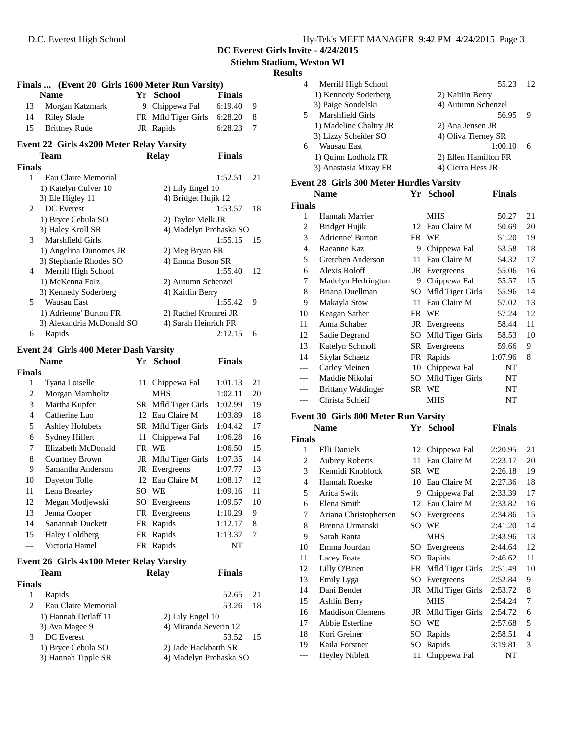DC Everest Girls Invite - 4/24/2015

Stiehm Stadium, Weston WI

Results

### Finals ... (Event 20 Girls 1600 Meter Run Varsity)

| | Name | Yr | School | Finals | |
|---|---|---|---|---|---|
| 13 | Morgan Katzmark | 9 | Chippewa Fal | 6:19.40 | 9 |
| 14 | Riley Slade | FR | Mfld Tiger Girls | 6:28.20 | 8 |
| 15 | Brittney Rude | JR | Rapids | 6:28.23 | 7 |

### Event 22 Girls 4x200 Meter Relay Varsity

| | Team | Relay | Finals | |
|---|---|---|---|---|
| **Finals** | | | | |
| 1 | Eau Claire Memorial | | 1:52.51 | 21 |
| | 1) Katelyn Culver 10 | 2) Lily Engel 10 | | |
| | 3) Ele Higley 11 | 4) Bridget Hujik 12 | | |
| 2 | DC Everest | | 1:53.57 | 18 |
| | 1) Bryce Cebula SO | 2) Taylor Melk JR | | |
| | 3) Haley Kroll SR | 4) Madelyn Prohaska SO | | |
| 3 | Marshfield Girls | | 1:55.15 | 15 |
| | 1) Angelina Dunomes JR | 2) Meg Bryan FR | | |
| | 3) Stephanie Rhodes SO | 4) Emma Boson SR | | |
| 4 | Merrill High School | | 1:55.40 | 12 |
| | 1) McKenna Folz | 2) Autumn Schenzel | | |
| | 3) Kennedy Soderberg | 4) Kaitlin Berry | | |
| 5 | Wausau East | | 1:55.42 | 9 |
| | 1) Adrienne' Burton FR | 2) Rachel Kromrei JR | | |
| | 3) Alexandria McDonald SO | 4) Sarah Heinrich FR | | |
| 6 | Rapids | | 2:12.15 | 6 |

### Event 24 Girls 400 Meter Dash Varsity

| | Name | Yr | School | Finals | |
|---|---|---|---|---|---|
| **Finals** | | | | | |
| 1 | Tyana Loiselle | 11 | Chippewa Fal | 1:01.13 | 21 |
| 2 | Morgan Marnholtz | | MHS | 1:02.11 | 20 |
| 3 | Martha Kupfer | SR | Mfld Tiger Girls | 1:02.99 | 19 |
| 4 | Catherine Luo | 12 | Eau Claire M | 1:03.89 | 18 |
| 5 | Ashley Holubets | SR | Mfld Tiger Girls | 1:04.42 | 17 |
| 6 | Sydney Hillert | 11 | Chippewa Fal | 1:06.28 | 16 |
| 7 | Elizabeth McDonald | FR | WE | 1:06.50 | 15 |
| 8 | Courtney Brown | JR | Mfld Tiger Girls | 1:07.35 | 14 |
| 9 | Samantha Anderson | JR | Evergreens | 1:07.77 | 13 |
| 10 | Dayeton Tolle | 12 | Eau Claire M | 1:08.17 | 12 |
| 11 | Lena Brearley | SO | WE | 1:09.16 | 11 |
| 12 | Megan Modjewski | SO | Evergreens | 1:09.57 | 10 |
| 13 | Jenna Cooper | FR | Evergreens | 1:10.29 | 9 |
| 14 | Sanannah Duckett | FR | Rapids | 1:12.17 | 8 |
| 15 | Haley Goldberg | FR | Rapids | 1:13.37 | 7 |
| --- | Victoria Hamel | FR | Rapids | NT | |

### Event 26 Girls 4x100 Meter Relay Varsity

| | Team | Relay | Finals | |
|---|---|---|---|---|
| **Finals** | | | | |
| 1 | Rapids | | 52.65 | 21 |
| 2 | Eau Claire Memorial | | 53.26 | 18 |
| | 1) Hannah Detlaff 11 | 2) Lily Engel 10 | | |
| | 3) Ava Magee 9 | 4) Miranda Severin 12 | | |
| 3 | DC Everest | | 53.52 | 15 |
| | 1) Bryce Cebula SO | 2) Jade Hackbarth SR | | |
| | 3) Hannah Tipple SR | 4) Madelyn Prohaska SO | | |
| 4 | Merrill High School | | 55.23 | 12 |
| | 1) Kennedy Soderberg | 2) Kaitlin Berry | | |
| | 3) Paige Sondelski | 4) Autumn Schenzel | | |
| 5 | Marshfield Girls | | 56.95 | 9 |
| | 1) Madeline Chaltry JR | 2) Ana Jensen JR | | |
| | 3) Lizzy Scheider SO | 4) Oliva Tierney SR | | |
| 6 | Wausau East | | 1:00.10 | 6 |
| | 1) Quinn Lodholz FR | 2) Ellen Hamilton FR | | |
| | 3) Anastasia Mixay FR | 4) Cierra Hess JR | | |

### Event 28 Girls 300 Meter Hurdles Varsity

| | Name | Yr | School | Finals | |
|---|---|---|---|---|---|
| **Finals** | | | | | |
| 1 | Hannah Marrier | | MHS | 50.27 | 21 |
| 2 | Bridget Hujik | 12 | Eau Claire M | 50.69 | 20 |
| 3 | Adrienne' Burton | FR | WE | 51.20 | 19 |
| 4 | Raeanne Kaz | 9 | Chippewa Fal | 53.58 | 18 |
| 5 | Gretchen Anderson | 11 | Eau Claire M | 54.32 | 17 |
| 6 | Alexis Roloff | JR | Evergreens | 55.06 | 16 |
| 7 | Madelyn Hedrington | 9 | Chippewa Fal | 55.57 | 15 |
| 8 | Briana Duellman | SO | Mfld Tiger Girls | 55.96 | 14 |
| 9 | Makayla Stow | 11 | Eau Claire M | 57.02 | 13 |
| 10 | Keagan Sather | FR | WE | 57.24 | 12 |
| 11 | Anna Schaber | JR | Evergreens | 58.44 | 11 |
| 12 | Sadie Degrand | SO | Mfld Tiger Girls | 58.53 | 10 |
| 13 | Katelyn Schmoll | SR | Evergreens | 59.66 | 9 |
| 14 | Skylar Schaetz | FR | Rapids | 1:07.96 | 8 |
| --- | Carley Meinen | 10 | Chippewa Fal | NT | |
| --- | Maddie Nikolai | SO | Mfld Tiger Girls | NT | |
| --- | Brittany Waldinger | SR | WE | NT | |
| --- | Christa Schleif | | MHS | NT | |

### Event 30 Girls 800 Meter Run Varsity

| | Name | Yr | School | Finals | |
|---|---|---|---|---|---|
| **Finals** | | | | | |
| 1 | Elli Daniels | 12 | Chippewa Fal | 2:20.95 | 21 |
| 2 | Aubrey Roberts | 11 | Eau Claire M | 2:23.17 | 20 |
| 3 | Kennidi Knoblock | SR | WE | 2:26.18 | 19 |
| 4 | Hannah Roeske | 10 | Eau Claire M | 2:27.36 | 18 |
| 5 | Arica Swift | 9 | Chippewa Fal | 2:33.39 | 17 |
| 6 | Elena Smith | 12 | Eau Claire M | 2:33.82 | 16 |
| 7 | Ariana Christophersen | SO | Evergreens | 2:34.86 | 15 |
| 8 | Brenna Urmanski | SO | WE | 2:41.20 | 14 |
| 9 | Sarah Ranta | | MHS | 2:43.96 | 13 |
| 10 | Emma Jourdan | SO | Evergreens | 2:44.64 | 12 |
| 11 | Lacey Foate | SO | Rapids | 2:46.62 | 11 |
| 12 | Lilly O'Brien | FR | Mfld Tiger Girls | 2:51.49 | 10 |
| 13 | Emily Lyga | SO | Evergreens | 2:52.84 | 9 |
| 14 | Dani Bender | JR | Mfld Tiger Girls | 2:53.72 | 8 |
| 15 | Ashlin Berry | | MHS | 2:54.24 | 7 |
| 16 | Maddison Clemens | JR | Mfld Tiger Girls | 2:54.72 | 6 |
| 17 | Abbie Esterline | SO | WE | 2:57.68 | 5 |
| 18 | Kori Greiner | SO | Rapids | 2:58.51 | 4 |
| 19 | Kaila Forstner | SO | Rapids | 3:19.81 | 3 |
| --- | Heyley Niblett | 11 | Chippewa Fal | NT | |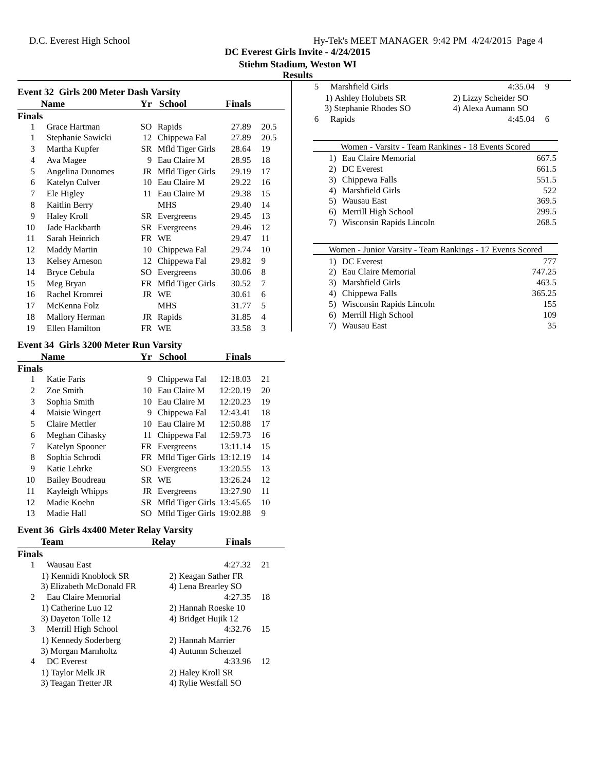DC Everest Girls Invite - 4/24/2015
Stiehm Stadium, Weston WI
Results

### Event 32 Girls 200 Meter Dash Varsity

| | Name | Yr | School | Finals | |
|---|---|---|---|---|---|
| **Finals** | | | | | |
| 1 | Grace Hartman | SO | Rapids | 27.89 | 20.5 |
| 1 | Stephanie Sawicki | 12 | Chippewa Fal | 27.89 | 20.5 |
| 3 | Martha Kupfer | SR | Mfld Tiger Girls | 28.64 | 19 |
| 4 | Ava Magee | 9 | Eau Claire M | 28.95 | 18 |
| 5 | Angelina Dunomes | JR | Mfld Tiger Girls | 29.19 | 17 |
| 6 | Katelyn Culver | 10 | Eau Claire M | 29.22 | 16 |
| 7 | Ele Higley | 11 | Eau Claire M | 29.38 | 15 |
| 8 | Kaitlin Berry | | MHS | 29.40 | 14 |
| 9 | Haley Kroll | SR | Evergreens | 29.45 | 13 |
| 10 | Jade Hackbarth | SR | Evergreens | 29.46 | 12 |
| 11 | Sarah Heinrich | FR | WE | 29.47 | 11 |
| 12 | Maddy Martin | 10 | Chippewa Fal | 29.74 | 10 |
| 13 | Kelsey Arneson | 12 | Chippewa Fal | 29.82 | 9 |
| 14 | Bryce Cebula | SO | Evergreens | 30.06 | 8 |
| 15 | Meg Bryan | FR | Mfld Tiger Girls | 30.52 | 7 |
| 16 | Rachel Kromrei | JR | WE | 30.61 | 6 |
| 17 | McKenna Folz | | MHS | 31.77 | 5 |
| 18 | Mallory Herman | JR | Rapids | 31.85 | 4 |
| 19 | Ellen Hamilton | FR | WE | 33.58 | 3 |

### Event 34 Girls 3200 Meter Run Varsity

| | Name | Yr | School | Finals | |
|---|---|---|---|---|---|
| **Finals** | | | | | |
| 1 | Katie Faris | 9 | Chippewa Fal | 12:18.03 | 21 |
| 2 | Zoe Smith | 10 | Eau Claire M | 12:20.19 | 20 |
| 3 | Sophia Smith | 10 | Eau Claire M | 12:20.23 | 19 |
| 4 | Maisie Wingert | 9 | Chippewa Fal | 12:43.41 | 18 |
| 5 | Claire Mettler | 10 | Eau Claire M | 12:50.88 | 17 |
| 6 | Meghan Cihasky | 11 | Chippewa Fal | 12:59.73 | 16 |
| 7 | Katelyn Spooner | FR | Evergreens | 13:11.14 | 15 |
| 8 | Sophia Schrodi | FR | Mfld Tiger Girls | 13:12.19 | 14 |
| 9 | Katie Lehrke | SO | Evergreens | 13:20.55 | 13 |
| 10 | Bailey Boudreau | SR | WE | 13:26.24 | 12 |
| 11 | Kayleigh Whipps | JR | Evergreens | 13:27.90 | 11 |
| 12 | Madie Koehn | SR | Mfld Tiger Girls | 13:45.65 | 10 |
| 13 | Madie Hall | SO | Mfld Tiger Girls | 19:02.88 | 9 |

### Event 36 Girls 4x400 Meter Relay Varsity

| | Team | Relay | Finals | |
|---|---|---|---|---|
| **Finals** | | | | |
| 1 | Wausau East | | 4:27.32 | 21 |
| | 1) Kennidi Knoblock SR | 2) Keagan Sather FR | | |
| | 3) Elizabeth McDonald FR | 4) Lena Brearley SO | | |
| 2 | Eau Claire Memorial | | 4:27.35 | 18 |
| | 1) Catherine Luo 12 | 2) Hannah Roeske 10 | | |
| | 3) Dayeton Tolle 12 | 4) Bridget Hujik 12 | | |
| 3 | Merrill High School | | 4:32.76 | 15 |
| | 1) Kennedy Soderberg | 2) Hannah Marrier | | |
| | 3) Morgan Marnholtz | 4) Autumn Schenzel | | |
| 4 | DC Everest | | 4:33.96 | 12 |
| | 1) Taylor Melk JR | 2) Haley Kroll SR | | |
| | 3) Teagan Tretter JR | 4) Rylie Westfall SO | | |
| 5 | Marshfield Girls | | 4:35.04 | 9 |
| | 1) Ashley Holubets SR | 2) Lizzy Scheider SO | | |
| | 3) Stephanie Rhodes SO | 4) Alexa Aumann SO | | |
| 6 | Rapids | | 4:45.04 | 6 |

### Women - Varsity - Team Rankings - 18 Events Scored

| | | |
|---|---|---|
| 1) | Eau Claire Memorial | 667.5 |
| 2) | DC Everest | 661.5 |
| 3) | Chippewa Falls | 551.5 |
| 4) | Marshfield Girls | 522 |
| 5) | Wausau East | 369.5 |
| 6) | Merrill High School | 299.5 |
| 7) | Wisconsin Rapids Lincoln | 268.5 |

### Women - Junior Varsity - Team Rankings - 17 Events Scored

| | | |
|---|---|---|
| 1) | DC Everest | 777 |
| 2) | Eau Claire Memorial | 747.25 |
| 3) | Marshfield Girls | 463.5 |
| 4) | Chippewa Falls | 365.25 |
| 5) | Wisconsin Rapids Lincoln | 155 |
| 6) | Merrill High School | 109 |
| 7) | Wausau East | 35 |